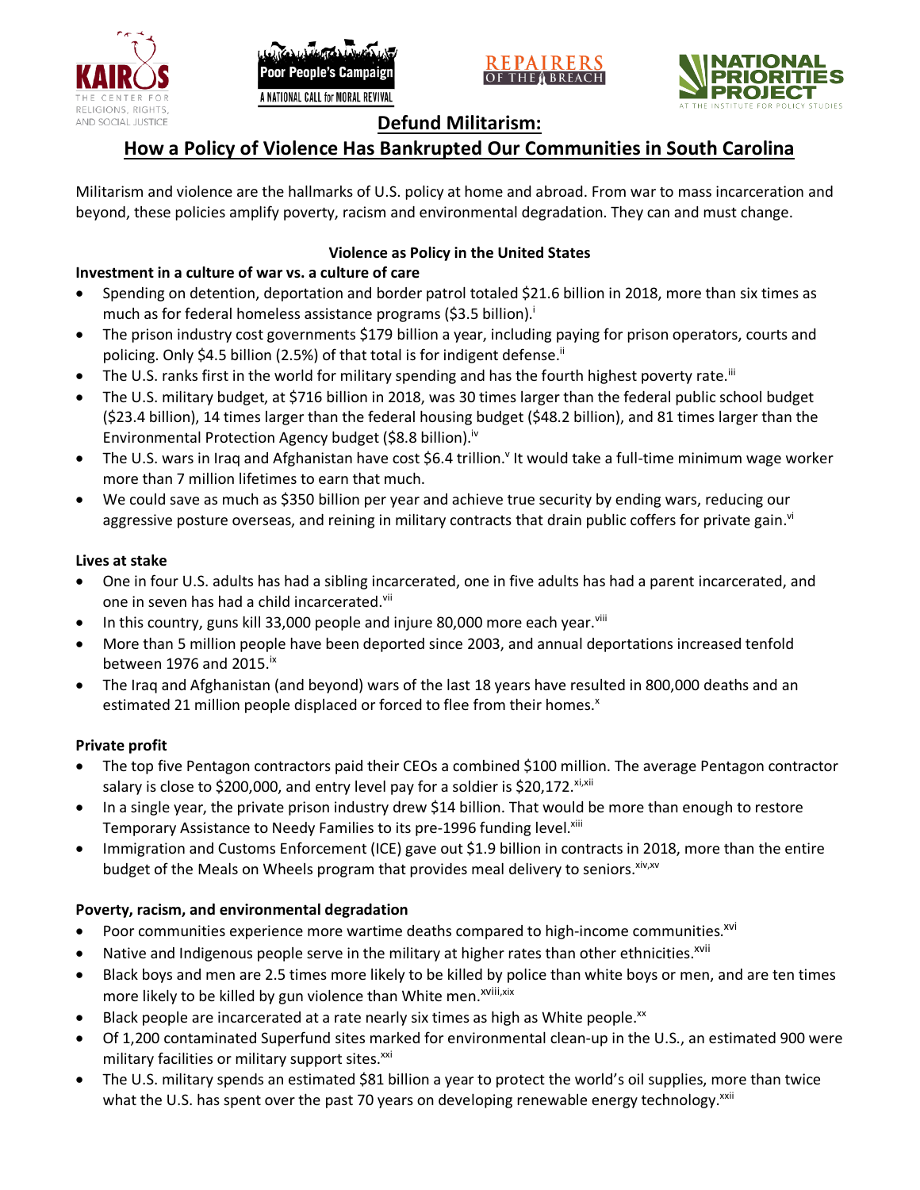# Defund Militarism:

## How a Policy of Violence Has Bankrupted Our Communities in South Carolina

Militarism and violence are the hallmarks of U.S. policy at home and abroad. From war to mass incarceration and beyond, these policies amplify poverty, racism and environmental degradation. They can and must change.

### Violence as Policy in the United States

**Investment in a culture of war vs. a culture of care**

- Spending on detention, deportation and border patrol totaled $21.6 billion in 2018, more than six times as much as for federal homeless assistance programs ($3.5 billion).[i]
- The prison industry cost governments $179 billion a year, including paying for prison operators, courts and policing. Only $4.5 billion (2.5%) of that total is for indigent defense.[ii]
- The U.S. ranks first in the world for military spending and has the fourth highest poverty rate.[iii]
- The U.S. military budget, at $716 billion in 2018, was 30 times larger than the federal public school budget ($23.4 billion), 14 times larger than the federal housing budget ($48.2 billion), and 81 times larger than the Environmental Protection Agency budget ($8.8 billion).[iv]
- The U.S. wars in Iraq and Afghanistan have cost $6.4 trillion.[v] It would take a full-time minimum wage worker more than 7 million lifetimes to earn that much.
- We could save as much as $350 billion per year and achieve true security by ending wars, reducing our aggressive posture overseas, and reining in military contracts that drain public coffers for private gain.[vi]

**Lives at stake**

- One in four U.S. adults has had a sibling incarcerated, one in five adults has had a parent incarcerated, and one in seven has had a child incarcerated.[vii]
- In this country, guns kill 33,000 people and injure 80,000 more each year.[viii]
- More than 5 million people have been deported since 2003, and annual deportations increased tenfold between 1976 and 2015.[ix]
- The Iraq and Afghanistan (and beyond) wars of the last 18 years have resulted in 800,000 deaths and an estimated 21 million people displaced or forced to flee from their homes.[x]

**Private profit**

- The top five Pentagon contractors paid their CEOs a combined $100 million. The average Pentagon contractor salary is close to $200,000, and entry level pay for a soldier is $20,172.[xi,xii]
- In a single year, the private prison industry drew $14 billion. That would be more than enough to restore Temporary Assistance to Needy Families to its pre-1996 funding level.[xiii]
- Immigration and Customs Enforcement (ICE) gave out $1.9 billion in contracts in 2018, more than the entire budget of the Meals on Wheels program that provides meal delivery to seniors.[xiv,xv]

**Poverty, racism, and environmental degradation**

- Poor communities experience more wartime deaths compared to high-income communities.[xvi]
- Native and Indigenous people serve in the military at higher rates than other ethnicities.[xvii]
- Black boys and men are 2.5 times more likely to be killed by police than white boys or men, and are ten times more likely to be killed by gun violence than White men.[xviii,xix]
- Black people are incarcerated at a rate nearly six times as high as White people.[xx]
- Of 1,200 contaminated Superfund sites marked for environmental clean-up in the U.S., an estimated 900 were military facilities or military support sites.[xxi]
- The U.S. military spends an estimated $81 billion a year to protect the world's oil supplies, more than twice what the U.S. has spent over the past 70 years on developing renewable energy technology.[xxii]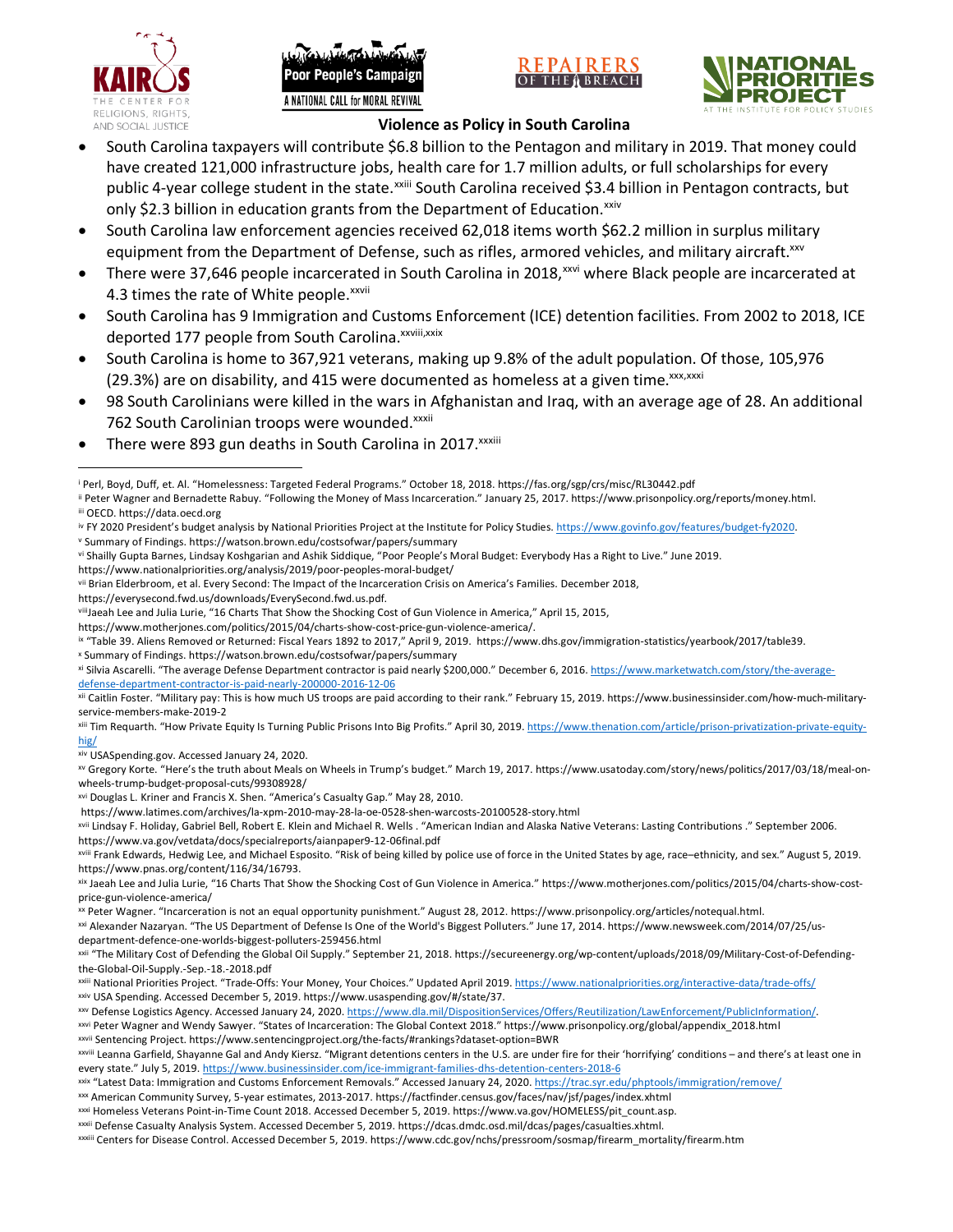## Violence as Policy in South Carolina

- South Carolina taxpayers will contribute $6.8 billion to the Pentagon and military in 2019. That money could have created 121,000 infrastructure jobs, health care for 1.7 million adults, or full scholarships for every public 4-year college student in the state.[xxiii] South Carolina received $3.4 billion in Pentagon contracts, but only $2.3 billion in education grants from the Department of Education.[xxiv]
- South Carolina law enforcement agencies received 62,018 items worth $62.2 million in surplus military equipment from the Department of Defense, such as rifles, armored vehicles, and military aircraft.[xxv]
- There were 37,646 people incarcerated in South Carolina in 2018,[xxvi] where Black people are incarcerated at 4.3 times the rate of White people.[xxvii]
- South Carolina has 9 Immigration and Customs Enforcement (ICE) detention facilities. From 2002 to 2018, ICE deported 177 people from South Carolina.[xxviii,xxix]
- South Carolina is home to 367,921 veterans, making up 9.8% of the adult population. Of those, 105,976 (29.3%) are on disability, and 415 were documented as homeless at a given time.[xxx,xxxi]
- 98 South Carolinians were killed in the wars in Afghanistan and Iraq, with an average age of 28. An additional 762 South Carolinian troops were wounded.[xxxii]
- There were 893 gun deaths in South Carolina in 2017.[xxxiii]

---

[i] Perl, Boyd, Duff, et. Al. "Homelessness: Targeted Federal Programs." October 18, 2018. https://fas.org/sgp/crs/misc/RL30442.pdf
[ii] Peter Wagner and Bernadette Rabuy. "Following the Money of Mass Incarceration." January 25, 2017. https://www.prisonpolicy.org/reports/money.html.
[iii] OECD. https://data.oecd.org
[iv] FY 2020 President's budget analysis by National Priorities Project at the Institute for Policy Studies. https://www.govinfo.gov/features/budget-fy2020.
[v] Summary of Findings. https://watson.brown.edu/costsofwar/papers/summary
[vi] Shailly Gupta Barnes, Lindsay Koshgarian and Ashik Siddique, "Poor People's Moral Budget: Everybody Has a Right to Live." June 2019. https://www.nationalpriorities.org/analysis/2019/poor-peoples-moral-budget/
[vii] Brian Elderbroom, et al. Every Second: The Impact of the Incarceration Crisis on America's Families. December 2018, https://everysecond.fwd.us/downloads/EverySecond.fwd.us.pdf.
[viii] Jaeah Lee and Julia Lurie, "16 Charts That Show the Shocking Cost of Gun Violence in America," April 15, 2015, https://www.motherjones.com/politics/2015/04/charts-show-cost-price-gun-violence-america/.
[ix] "Table 39. Aliens Removed or Returned: Fiscal Years 1892 to 2017," April 9, 2019. https://www.dhs.gov/immigration-statistics/yearbook/2017/table39.
[x] Summary of Findings. https://watson.brown.edu/costsofwar/papers/summary
[xi] Silvia Ascarelli. "The average Defense Department contractor is paid nearly $200,000." December 6, 2016. https://www.marketwatch.com/story/the-average-defense-department-contractor-is-paid-nearly-200000-2016-12-06
[xii] Caitlin Foster. "Military pay: This is how much US troops are paid according to their rank." February 15, 2019. https://www.businessinsider.com/how-much-military-service-members-make-2019-2
[xiii] Tim Requarth. "How Private Equity Is Turning Public Prisons Into Big Profits." April 30, 2019. https://www.thenation.com/article/prison-privatization-private-equity-hig/
[xiv] USASpending.gov. Accessed January 24, 2020.
[xv] Gregory Korte. "Here's the truth about Meals on Wheels in Trump's budget." March 19, 2017. https://www.usatoday.com/story/news/politics/2017/03/18/meal-on-wheels-trump-budget-proposal-cuts/99308928/
[xvi] Douglas L. Kriner and Francis X. Shen. "America's Casualty Gap." May 28, 2010. https://www.latimes.com/archives/la-xpm-2010-may-28-la-oe-0528-shen-warcosts-20100528-story.html
[xvii] Lindsay F. Holiday, Gabriel Bell, Robert E. Klein and Michael R. Wells . "American Indian and Alaska Native Veterans: Lasting Contributions ." September 2006. https://www.va.gov/vetdata/docs/specialreports/aianpaper9-12-06final.pdf
[xviii] Frank Edwards, Hedwig Lee, and Michael Esposito. "Risk of being killed by police use of force in the United States by age, race–ethnicity, and sex." August 5, 2019. https://www.pnas.org/content/116/34/16793.
[xix] Jaeah Lee and Julia Lurie, "16 Charts That Show the Shocking Cost of Gun Violence in America." https://www.motherjones.com/politics/2015/04/charts-show-cost-price-gun-violence-america/
[xx] Peter Wagner. "Incarceration is not an equal opportunity punishment." August 28, 2012. https://www.prisonpolicy.org/articles/notequal.html.
[xxi] Alexander Nazaryan. "The US Department of Defense Is One of the World's Biggest Polluters." June 17, 2014. https://www.newsweek.com/2014/07/25/us-department-defence-one-worlds-biggest-polluters-259456.html
[xxii] "The Military Cost of Defending the Global Oil Supply." September 21, 2018. https://secureenergy.org/wp-content/uploads/2018/09/Military-Cost-of-Defending-the-Global-Oil-Supply.-Sep.-18.-2018.pdf
[xxiii] National Priorities Project. "Trade-Offs: Your Money, Your Choices." Updated April 2019. https://www.nationalpriorities.org/interactive-data/trade-offs/
[xxiv] USA Spending. Accessed December 5, 2019. https://www.usaspending.gov/#/state/37.
[xxv] Defense Logistics Agency. Accessed January 24, 2020. https://www.dla.mil/DispositionServices/Offers/Reutilization/LawEnforcement/PublicInformation/.
[xxvi] Peter Wagner and Wendy Sawyer. "States of Incarceration: The Global Context 2018." https://www.prisonpolicy.org/global/appendix_2018.html
[xxvii] Sentencing Project. https://www.sentencingproject.org/the-facts/#rankings?dataset-option=BWR
[xxviii] Leanna Garfield, Shayanne Gal and Andy Kiersz. "Migrant detentions centers in the U.S. are under fire for their 'horrifying' conditions – and there's at least one in every state." July 5, 2019. https://www.businessinsider.com/ice-immigrant-families-dhs-detention-centers-2018-6
[xxix] "Latest Data: Immigration and Customs Enforcement Removals." Accessed January 24, 2020. https://trac.syr.edu/phptools/immigration/remove/
[xxx] American Community Survey, 5-year estimates, 2013-2017. https://factfinder.census.gov/faces/nav/jsf/pages/index.xhtml
[xxxi] Homeless Veterans Point-in-Time Count 2018. Accessed December 5, 2019. https://www.va.gov/HOMELESS/pit_count.asp.
[xxxii] Defense Casualty Analysis System. Accessed December 5, 2019. https://dcas.dmdc.osd.mil/dcas/pages/casualties.xhtml.
[xxxiii] Centers for Disease Control. Accessed December 5, 2019. https://www.cdc.gov/nchs/pressroom/sosmap/firearm_mortality/firearm.htm